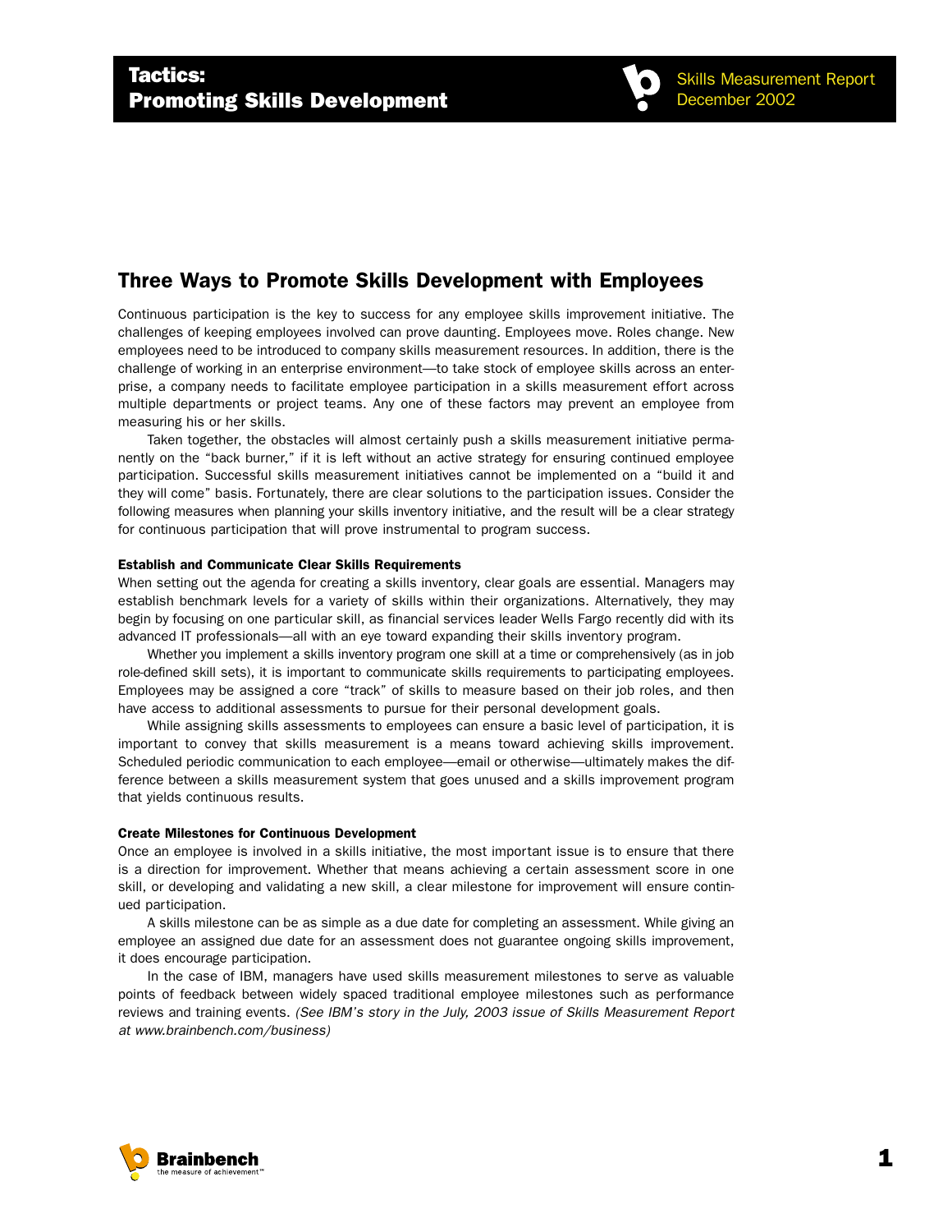# Tactics: Promoting Skills Development

## Three Ways to Promote Skills Development with Employees

Continuous participation is the key to success for any employee skills improvement initiative. The challenges of keeping employees involved can prove daunting. Employees move. Roles change. New employees need to be introduced to company skills measurement resources. In addition, there is the challenge of working in an enterprise environment—to take stock of employee skills across an enterprise, a company needs to facilitate employee participation in a skills measurement effort across multiple departments or project teams. Any one of these factors may prevent an employee from measuring his or her skills.

Taken together, the obstacles will almost certainly push a skills measurement initiative permanently on the "back burner," if it is left without an active strategy for ensuring continued employee participation. Successful skills measurement initiatives cannot be implemented on a "build it and they will come" basis. Fortunately, there are clear solutions to the participation issues. Consider the following measures when planning your skills inventory initiative, and the result will be a clear strategy for continuous participation that will prove instrumental to program success.

#### Establish and Communicate Clear Skills Requirements

When setting out the agenda for creating a skills inventory, clear goals are essential. Managers may establish benchmark levels for a variety of skills within their organizations. Alternatively, they may begin by focusing on one particular skill, as financial services leader Wells Fargo recently did with its advanced IT professionals—all with an eye toward expanding their skills inventory program.

Whether you implement a skills inventory program one skill at a time or comprehensively (as in job role-defined skill sets), it is important to communicate skills requirements to participating employees. Employees may be assigned a core "track" of skills to measure based on their job roles, and then have access to additional assessments to pursue for their personal development goals.

While assigning skills assessments to employees can ensure a basic level of participation, it is important to convey that skills measurement is a means toward achieving skills improvement. Scheduled periodic communication to each employee—email or otherwise—ultimately makes the difference between a skills measurement system that goes unused and a skills improvement program that yields continuous results.

#### Create Milestones for Continuous Development

Once an employee is involved in a skills initiative, the most important issue is to ensure that there is a direction for improvement. Whether that means achieving a certain assessment score in one skill, or developing and validating a new skill, a clear milestone for improvement will ensure continued participation.

A skills milestone can be as simple as a due date for completing an assessment. While giving an employee an assigned due date for an assessment does not guarantee ongoing skills improvement, it does encourage participation.

In the case of IBM, managers have used skills measurement milestones to serve as valuable points of feedback between widely spaced traditional employee milestones such as performance reviews and training events. *(See IBM's story in the July, 2003 issue of Skills Measurement Report at www.brainbench.com/business)*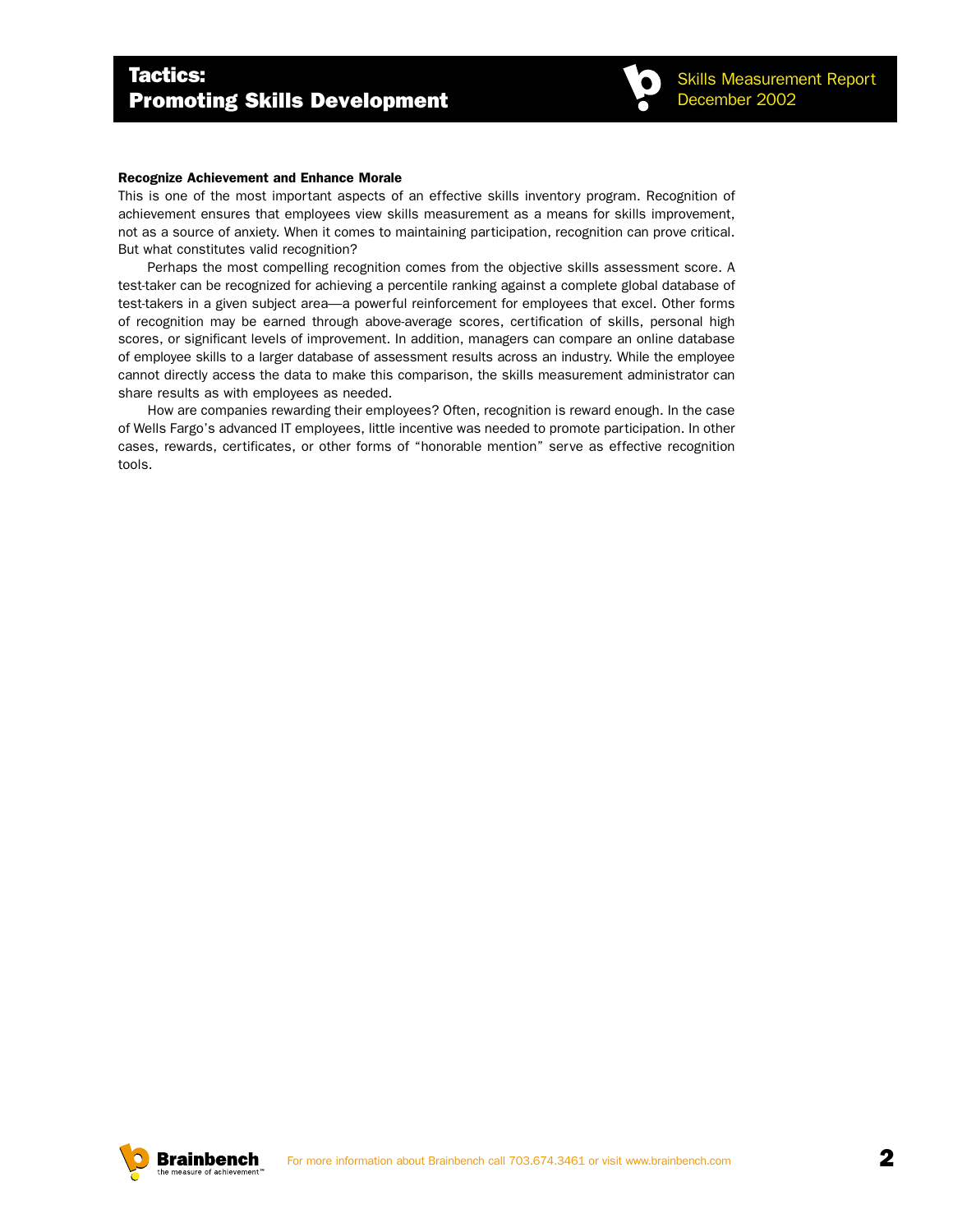**Recognize Achievement and Enhance Morale**

This is one of the most important aspects of an effective skills inventory program. Recognition of achievement ensures that employees view skills measurement as a means for skills improvement, not as a source of anxiety. When it comes to maintaining participation, recognition can prove critical. But what constitutes valid recognition?

Perhaps the most compelling recognition comes from the objective skills assessment score. A test-taker can be recognized for achieving a percentile ranking against a complete global database of test-takers in a given subject area—a powerful reinforcement for employees that excel. Other forms of recognition may be earned through above-average scores, certification of skills, personal high scores, or significant levels of improvement. In addition, managers can compare an online database of employee skills to a larger database of assessment results across an industry. While the employee cannot directly access the data to make this comparison, the skills measurement administrator can share results as with employees as needed.

How are companies rewarding their employees? Often, recognition is reward enough. In the case of Wells Fargo's advanced IT employees, little incentive was needed to promote participation. In other cases, rewards, certificates, or other forms of "honorable mention" serve as effective recognition tools.